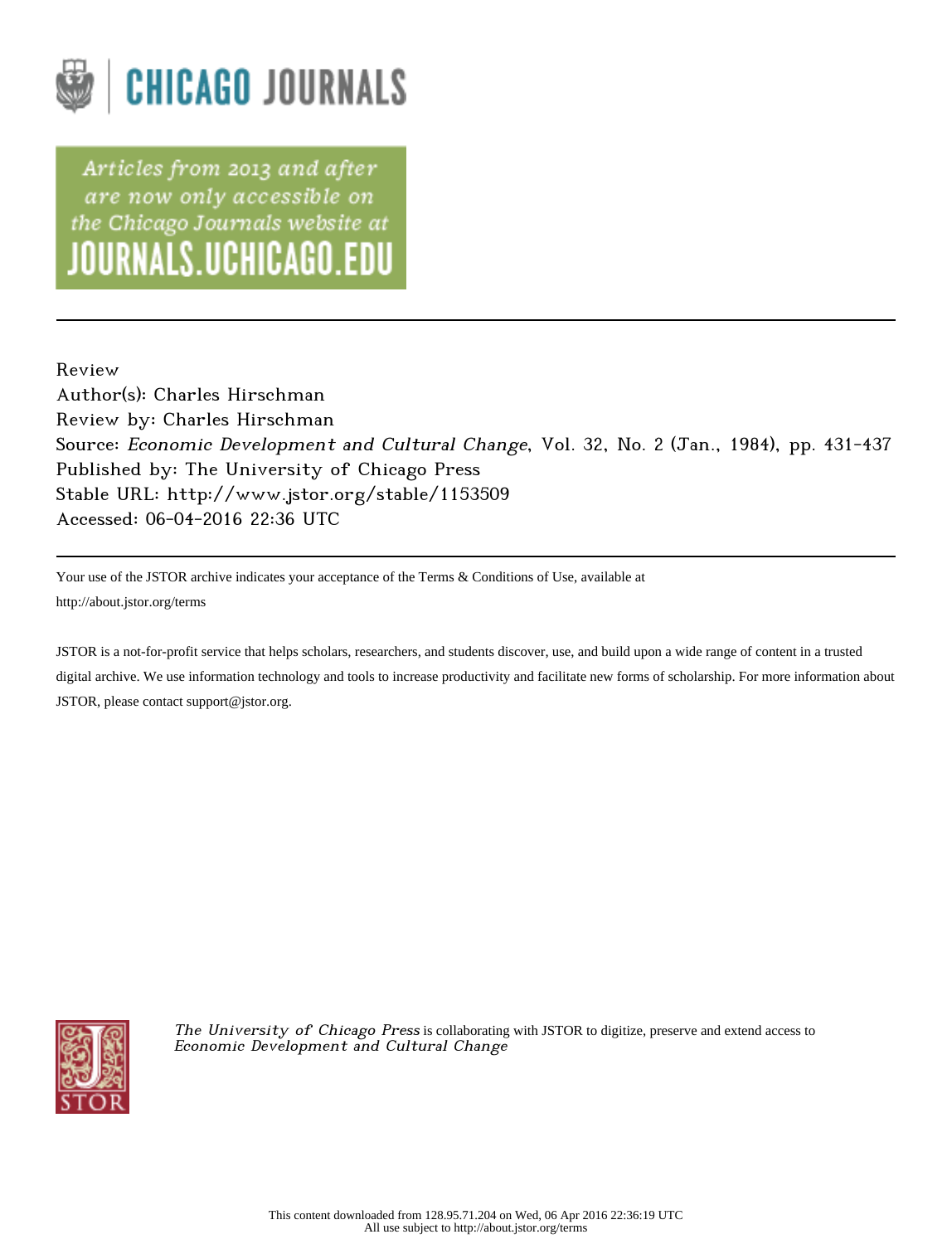CHICAGO JOURNALS

Articles from 2013 and after are now only accessible on the Chicago Journals website at JOURNALS.UCHICAGO.EDU

---

Review
Author(s): Charles Hirschman
Review by: Charles Hirschman
Source: *Economic Development and Cultural Change*, Vol. 32, No. 2 (Jan., 1984), pp. 431-437
Published by: The University of Chicago Press
Stable URL: http://www.jstor.org/stable/1153509
Accessed: 06-04-2016 22:36 UTC

---

Your use of the JSTOR archive indicates your acceptance of the Terms & Conditions of Use, available at http://about.jstor.org/terms

JSTOR is a not-for-profit service that helps scholars, researchers, and students discover, use, and build upon a wide range of content in a trusted digital archive. We use information technology and tools to increase productivity and facilitate new forms of scholarship. For more information about JSTOR, please contact support@jstor.org.

*The University of Chicago Press* is collaborating with JSTOR to digitize, preserve and extend access to *Economic Development and Cultural Change*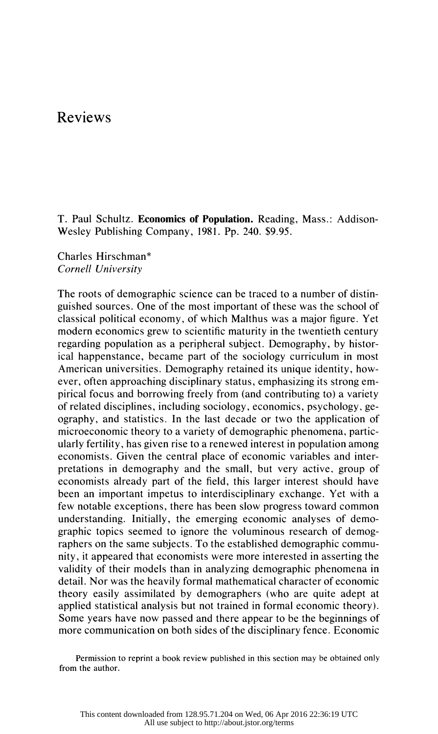# Reviews

T. Paul Schultz. **Economics of Population.** Reading, Mass.: Addison-Wesley Publishing Company, 1981. Pp. 240. $9.95.

Charles Hirschman*
*Cornell University*

The roots of demographic science can be traced to a number of distinguished sources. One of the most important of these was the school of classical political economy, of which Malthus was a major figure. Yet modern economics grew to scientific maturity in the twentieth century regarding population as a peripheral subject. Demography, by historical happenstance, became part of the sociology curriculum in most American universities. Demography retained its unique identity, however, often approaching disciplinary status, emphasizing its strong empirical focus and borrowing freely from (and contributing to) a variety of related disciplines, including sociology, economics, psychology, geography, and statistics. In the last decade or two the application of microeconomic theory to a variety of demographic phenomena, particularly fertility, has given rise to a renewed interest in population among economists. Given the central place of economic variables and interpretations in demography and the small, but very active, group of economists already part of the field, this larger interest should have been an important impetus to interdisciplinary exchange. Yet with a few notable exceptions, there has been slow progress toward common understanding. Initially, the emerging economic analyses of demographic topics seemed to ignore the voluminous research of demographers on the same subjects. To the established demographic community, it appeared that economists were more interested in asserting the validity of their models than in analyzing demographic phenomena in detail. Nor was the heavily formal mathematical character of economic theory easily assimilated by demographers (who are quite adept at applied statistical analysis but not trained in formal economic theory). Some years have now passed and there appear to be the beginnings of more communication on both sides of the disciplinary fence. Economic

Permission to reprint a book review published in this section may be obtained only from the author.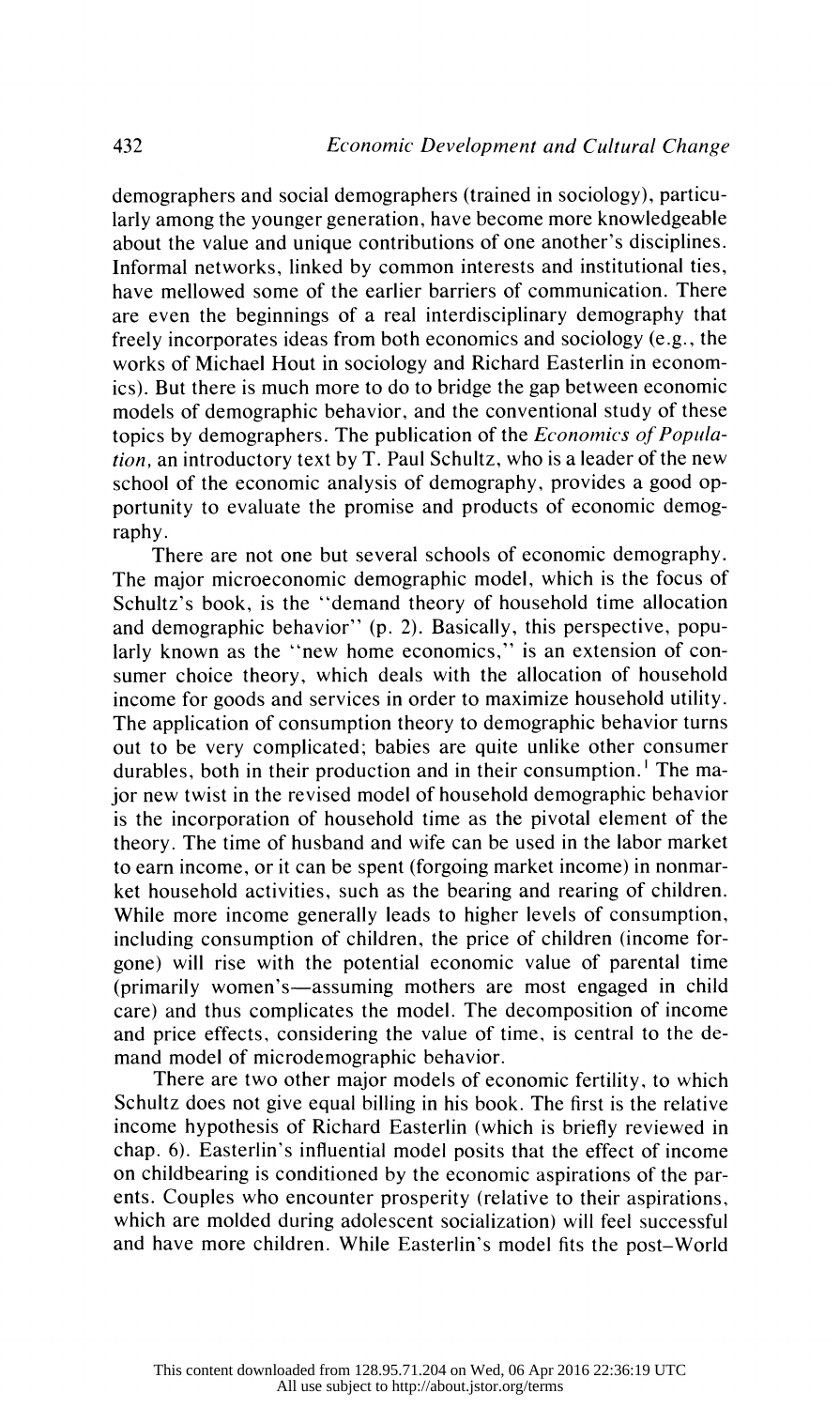demographers and social demographers (trained in sociology), particularly among the younger generation, have become more knowledgeable about the value and unique contributions of one another's disciplines. Informal networks, linked by common interests and institutional ties, have mellowed some of the earlier barriers of communication. There are even the beginnings of a real interdisciplinary demography that freely incorporates ideas from both economics and sociology (e.g., the works of Michael Hout in sociology and Richard Easterlin in economics). But there is much more to do to bridge the gap between economic models of demographic behavior, and the conventional study of these topics by demographers. The publication of the *Economics of Population*, an introductory text by T. Paul Schultz, who is a leader of the new school of the economic analysis of demography, provides a good opportunity to evaluate the promise and products of economic demography.

There are not one but several schools of economic demography. The major microeconomic demographic model, which is the focus of Schultz's book, is the "demand theory of household time allocation and demographic behavior" (p. 2). Basically, this perspective, popularly known as the "new home economics," is an extension of consumer choice theory, which deals with the allocation of household income for goods and services in order to maximize household utility. The application of consumption theory to demographic behavior turns out to be very complicated; babies are quite unlike other consumer durables, both in their production and in their consumption.[1] The major new twist in the revised model of household demographic behavior is the incorporation of household time as the pivotal element of the theory. The time of husband and wife can be used in the labor market to earn income, or it can be spent (forgoing market income) in nonmarket household activities, such as the bearing and rearing of children. While more income generally leads to higher levels of consumption, including consumption of children, the price of children (income forgone) will rise with the potential economic value of parental time (primarily women's—assuming mothers are most engaged in child care) and thus complicates the model. The decomposition of income and price effects, considering the value of time, is central to the demand model of microdemographic behavior.

There are two other major models of economic fertility, to which Schultz does not give equal billing in his book. The first is the relative income hypothesis of Richard Easterlin (which is briefly reviewed in chap. 6). Easterlin's influential model posits that the effect of income on childbearing is conditioned by the economic aspirations of the parents. Couples who encounter prosperity (relative to their aspirations, which are molded during adolescent socialization) will feel successful and have more children. While Easterlin's model fits the post–World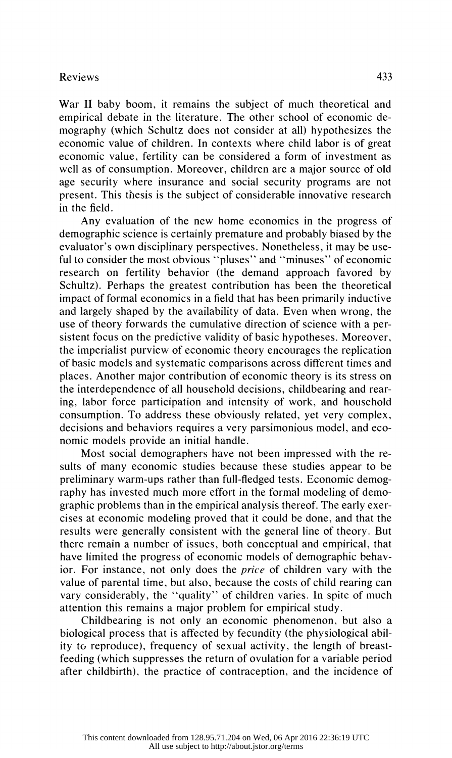War II baby boom, it remains the subject of much theoretical and empirical debate in the literature. The other school of economic demography (which Schultz does not consider at all) hypothesizes the economic value of children. In contexts where child labor is of great economic value, fertility can be considered a form of investment as well as of consumption. Moreover, children are a major source of old age security where insurance and social security programs are not present. This thesis is the subject of considerable innovative research in the field.

Any evaluation of the new home economics in the progress of demographic science is certainly premature and probably biased by the evaluator's own disciplinary perspectives. Nonetheless, it may be useful to consider the most obvious "pluses" and "minuses" of economic research on fertility behavior (the demand approach favored by Schultz). Perhaps the greatest contribution has been the theoretical impact of formal economics in a field that has been primarily inductive and largely shaped by the availability of data. Even when wrong, the use of theory forwards the cumulative direction of science with a persistent focus on the predictive validity of basic hypotheses. Moreover, the imperialist purview of economic theory encourages the replication of basic models and systematic comparisons across different times and places. Another major contribution of economic theory is its stress on the interdependence of all household decisions, childbearing and rearing, labor force participation and intensity of work, and household consumption. To address these obviously related, yet very complex, decisions and behaviors requires a very parsimonious model, and economic models provide an initial handle.

Most social demographers have not been impressed with the results of many economic studies because these studies appear to be preliminary warm-ups rather than full-fledged tests. Economic demography has invested much more effort in the formal modeling of demographic problems than in the empirical analysis thereof. The early exercises at economic modeling proved that it could be done, and that the results were generally consistent with the general line of theory. But there remain a number of issues, both conceptual and empirical, that have limited the progress of economic models of demographic behavior. For instance, not only does the *price* of children vary with the value of parental time, but also, because the costs of child rearing can vary considerably, the "quality" of children varies. In spite of much attention this remains a major problem for empirical study.

Childbearing is not only an economic phenomenon, but also a biological process that is affected by fecundity (the physiological ability to reproduce), frequency of sexual activity, the length of breastfeeding (which suppresses the return of ovulation for a variable period after childbirth), the practice of contraception, and the incidence of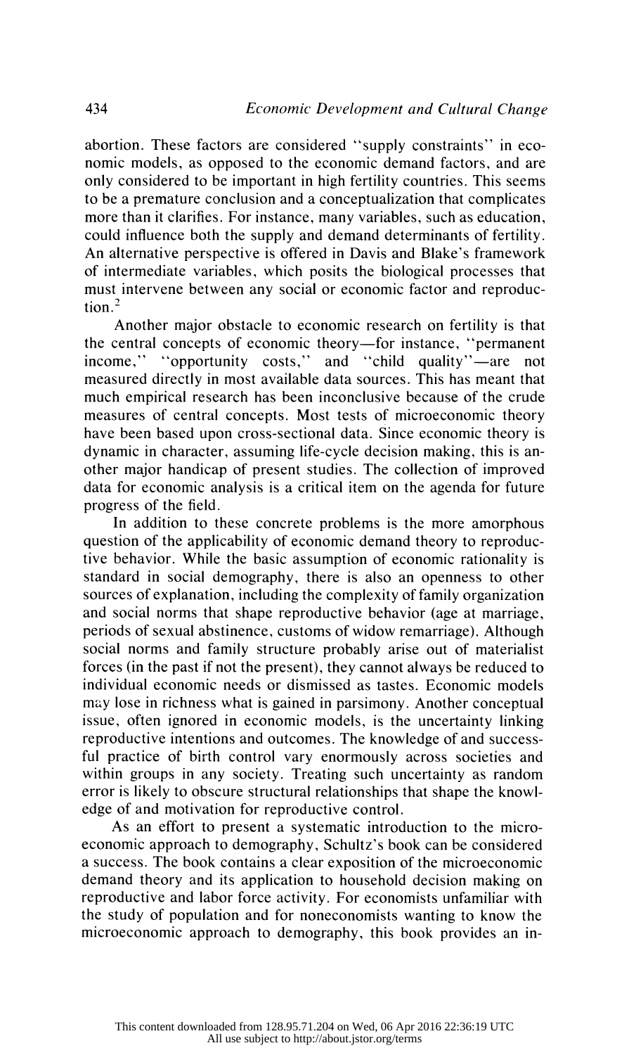abortion. These factors are considered "supply constraints" in economic models, as opposed to the economic demand factors, and are only considered to be important in high fertility countries. This seems to be a premature conclusion and a conceptualization that complicates more than it clarifies. For instance, many variables, such as education, could influence both the supply and demand determinants of fertility. An alternative perspective is offered in Davis and Blake's framework of intermediate variables, which posits the biological processes that must intervene between any social or economic factor and reproduction.[2]

Another major obstacle to economic research on fertility is that the central concepts of economic theory—for instance, "permanent income," "opportunity costs," and "child quality"—are not measured directly in most available data sources. This has meant that much empirical research has been inconclusive because of the crude measures of central concepts. Most tests of microeconomic theory have been based upon cross-sectional data. Since economic theory is dynamic in character, assuming life-cycle decision making, this is another major handicap of present studies. The collection of improved data for economic analysis is a critical item on the agenda for future progress of the field.

In addition to these concrete problems is the more amorphous question of the applicability of economic demand theory to reproductive behavior. While the basic assumption of economic rationality is standard in social demography, there is also an openness to other sources of explanation, including the complexity of family organization and social norms that shape reproductive behavior (age at marriage, periods of sexual abstinence, customs of widow remarriage). Although social norms and family structure probably arise out of materialist forces (in the past if not the present), they cannot always be reduced to individual economic needs or dismissed as tastes. Economic models may lose in richness what is gained in parsimony. Another conceptual issue, often ignored in economic models, is the uncertainty linking reproductive intentions and outcomes. The knowledge of and successful practice of birth control vary enormously across societies and within groups in any society. Treating such uncertainty as random error is likely to obscure structural relationships that shape the knowledge of and motivation for reproductive control.

As an effort to present a systematic introduction to the microeconomic approach to demography, Schultz's book can be considered a success. The book contains a clear exposition of the microeconomic demand theory and its application to household decision making on reproductive and labor force activity. For economists unfamiliar with the study of population and for noneconomists wanting to know the microeconomic approach to demography, this book provides an in-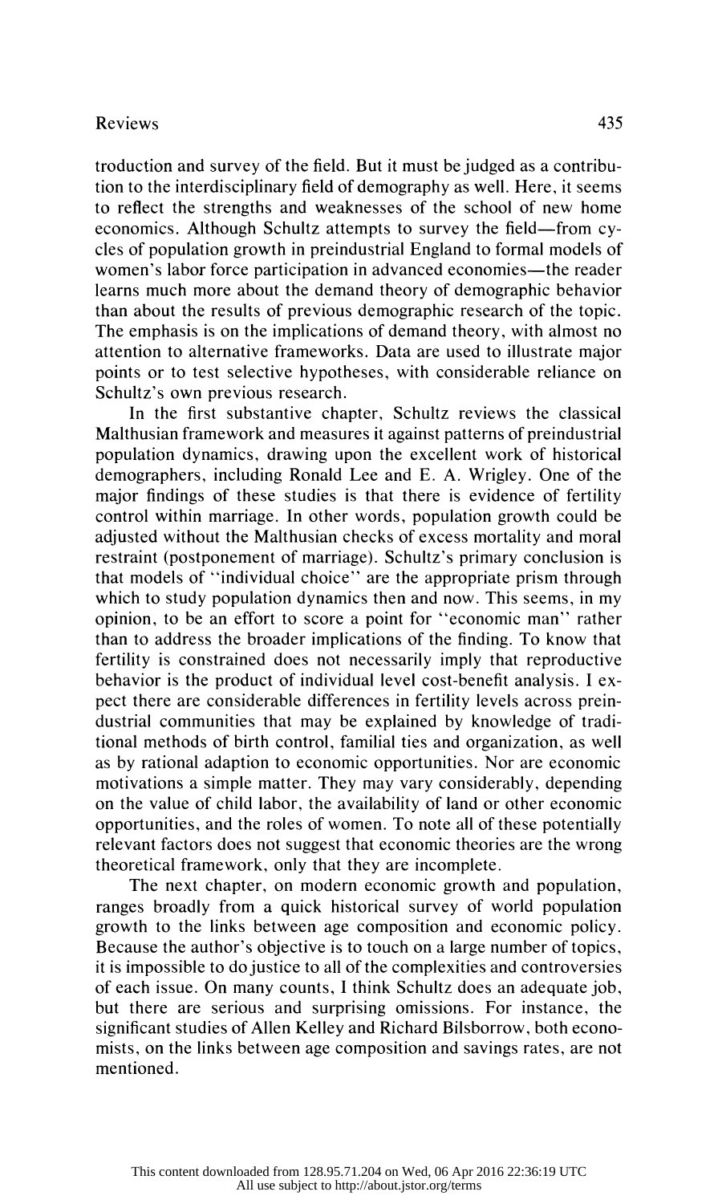troduction and survey of the field. But it must be judged as a contribution to the interdisciplinary field of demography as well. Here, it seems to reflect the strengths and weaknesses of the school of new home economics. Although Schultz attempts to survey the field—from cycles of population growth in preindustrial England to formal models of women's labor force participation in advanced economies—the reader learns much more about the demand theory of demographic behavior than about the results of previous demographic research of the topic. The emphasis is on the implications of demand theory, with almost no attention to alternative frameworks. Data are used to illustrate major points or to test selective hypotheses, with considerable reliance on Schultz's own previous research.

In the first substantive chapter, Schultz reviews the classical Malthusian framework and measures it against patterns of preindustrial population dynamics, drawing upon the excellent work of historical demographers, including Ronald Lee and E. A. Wrigley. One of the major findings of these studies is that there is evidence of fertility control within marriage. In other words, population growth could be adjusted without the Malthusian checks of excess mortality and moral restraint (postponement of marriage). Schultz's primary conclusion is that models of "individual choice" are the appropriate prism through which to study population dynamics then and now. This seems, in my opinion, to be an effort to score a point for "economic man" rather than to address the broader implications of the finding. To know that fertility is constrained does not necessarily imply that reproductive behavior is the product of individual level cost-benefit analysis. I expect there are considerable differences in fertility levels across preindustrial communities that may be explained by knowledge of traditional methods of birth control, familial ties and organization, as well as by rational adaption to economic opportunities. Nor are economic motivations a simple matter. They may vary considerably, depending on the value of child labor, the availability of land or other economic opportunities, and the roles of women. To note all of these potentially relevant factors does not suggest that economic theories are the wrong theoretical framework, only that they are incomplete.

The next chapter, on modern economic growth and population, ranges broadly from a quick historical survey of world population growth to the links between age composition and economic policy. Because the author's objective is to touch on a large number of topics, it is impossible to do justice to all of the complexities and controversies of each issue. On many counts, I think Schultz does an adequate job, but there are serious and surprising omissions. For instance, the significant studies of Allen Kelley and Richard Bilsborrow, both economists, on the links between age composition and savings rates, are not mentioned.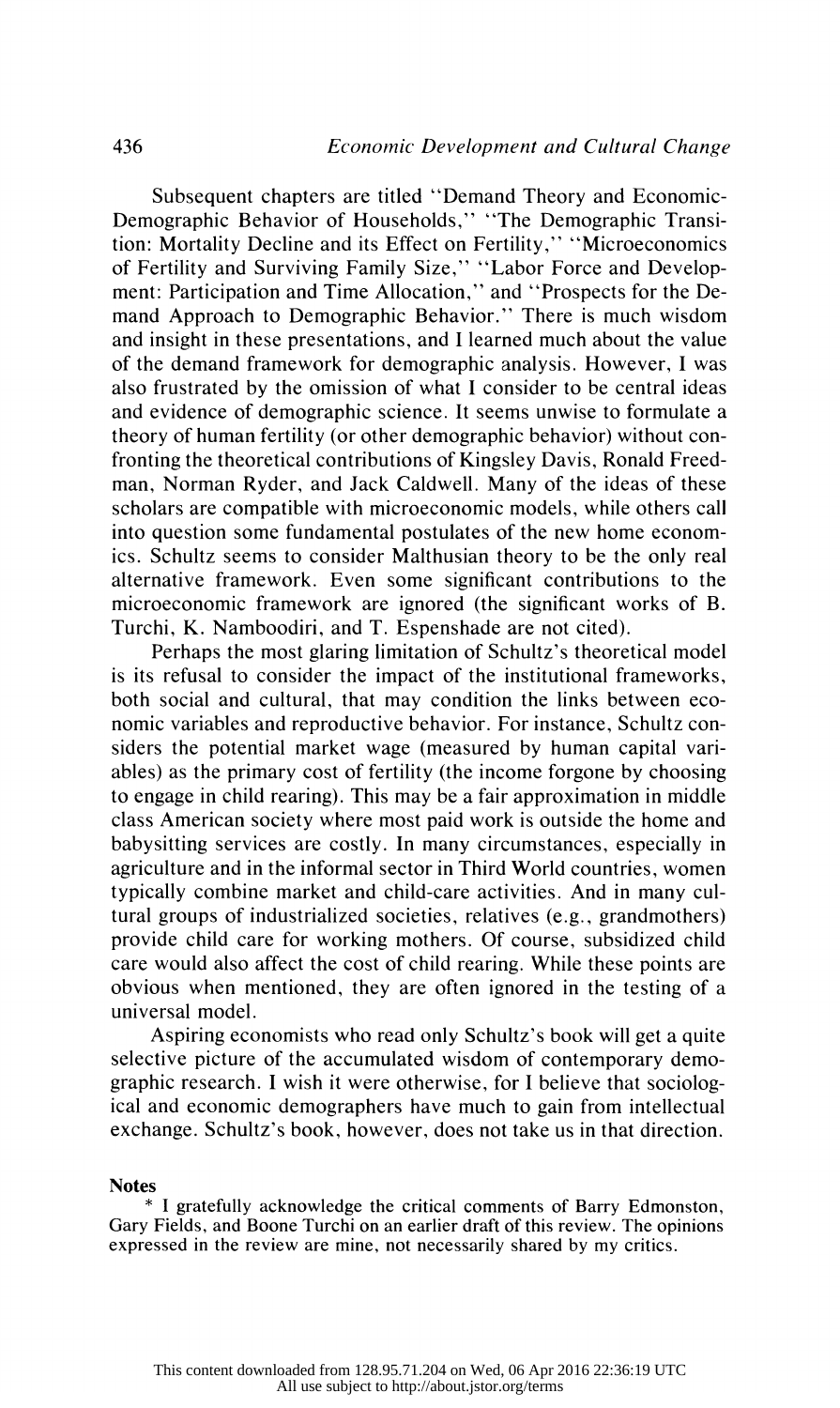Subsequent chapters are titled "Demand Theory and Economic-Demographic Behavior of Households," "The Demographic Transition: Mortality Decline and its Effect on Fertility," "Microeconomics of Fertility and Surviving Family Size," "Labor Force and Development: Participation and Time Allocation," and "Prospects for the Demand Approach to Demographic Behavior." There is much wisdom and insight in these presentations, and I learned much about the value of the demand framework for demographic analysis. However, I was also frustrated by the omission of what I consider to be central ideas and evidence of demographic science. It seems unwise to formulate a theory of human fertility (or other demographic behavior) without confronting the theoretical contributions of Kingsley Davis, Ronald Freedman, Norman Ryder, and Jack Caldwell. Many of the ideas of these scholars are compatible with microeconomic models, while others call into question some fundamental postulates of the new home economics. Schultz seems to consider Malthusian theory to be the only real alternative framework. Even some significant contributions to the microeconomic framework are ignored (the significant works of B. Turchi, K. Namboodiri, and T. Espenshade are not cited).

Perhaps the most glaring limitation of Schultz's theoretical model is its refusal to consider the impact of the institutional frameworks, both social and cultural, that may condition the links between economic variables and reproductive behavior. For instance, Schultz considers the potential market wage (measured by human capital variables) as the primary cost of fertility (the income forgone by choosing to engage in child rearing). This may be a fair approximation in middle class American society where most paid work is outside the home and babysitting services are costly. In many circumstances, especially in agriculture and in the informal sector in Third World countries, women typically combine market and child-care activities. And in many cultural groups of industrialized societies, relatives (e.g., grandmothers) provide child care for working mothers. Of course, subsidized child care would also affect the cost of child rearing. While these points are obvious when mentioned, they are often ignored in the testing of a universal model.

Aspiring economists who read only Schultz's book will get a quite selective picture of the accumulated wisdom of contemporary demographic research. I wish it were otherwise, for I believe that sociological and economic demographers have much to gain from intellectual exchange. Schultz's book, however, does not take us in that direction.

## Notes

* I gratefully acknowledge the critical comments of Barry Edmonston, Gary Fields, and Boone Turchi on an earlier draft of this review. The opinions expressed in the review are mine, not necessarily shared by my critics.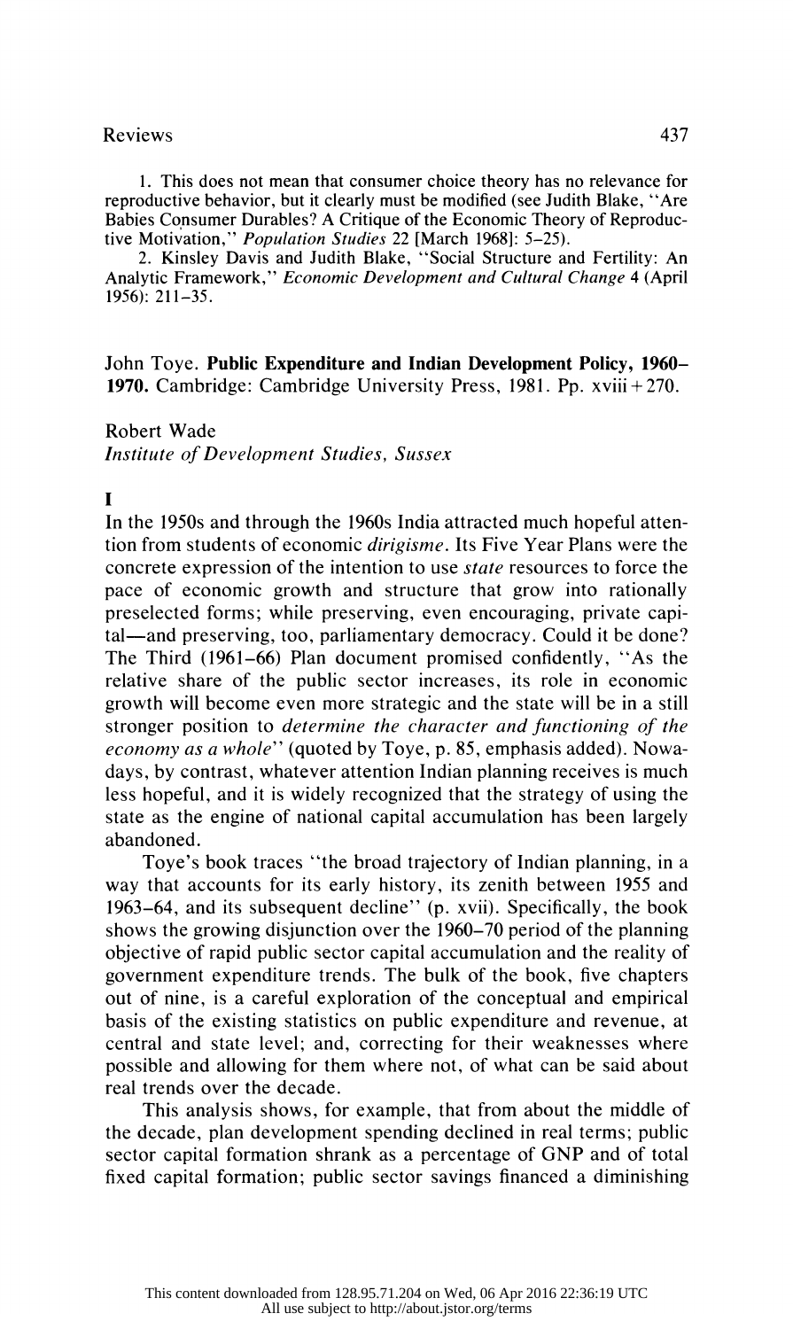1. This does not mean that consumer choice theory has no relevance for reproductive behavior, but it clearly must be modified (see Judith Blake, "Are Babies Consumer Durables? A Critique of the Economic Theory of Reproductive Motivation," *Population Studies* 22 [March 1968]: 5–25).

2. Kinsley Davis and Judith Blake, "Social Structure and Fertility: An Analytic Framework," *Economic Development and Cultural Change* 4 (April 1956): 211–35.

John Toye. **Public Expenditure and Indian Development Policy, 1960–1970.** Cambridge: Cambridge University Press, 1981. Pp. xviii + 270.

Robert Wade
*Institute of Development Studies, Sussex*

## I

In the 1950s and through the 1960s India attracted much hopeful attention from students of economic *dirigisme*. Its Five Year Plans were the concrete expression of the intention to use *state* resources to force the pace of economic growth and structure that grow into rationally preselected forms; while preserving, even encouraging, private capital—and preserving, too, parliamentary democracy. Could it be done? The Third (1961–66) Plan document promised confidently, "As the relative share of the public sector increases, its role in economic growth will become even more strategic and the state will be in a still stronger position to *determine the character and functioning of the economy as a whole*" (quoted by Toye, p. 85, emphasis added). Nowadays, by contrast, whatever attention Indian planning receives is much less hopeful, and it is widely recognized that the strategy of using the state as the engine of national capital accumulation has been largely abandoned.

Toye's book traces "the broad trajectory of Indian planning, in a way that accounts for its early history, its zenith between 1955 and 1963–64, and its subsequent decline" (p. xvii). Specifically, the book shows the growing disjunction over the 1960–70 period of the planning objective of rapid public sector capital accumulation and the reality of government expenditure trends. The bulk of the book, five chapters out of nine, is a careful exploration of the conceptual and empirical basis of the existing statistics on public expenditure and revenue, at central and state level; and, correcting for their weaknesses where possible and allowing for them where not, of what can be said about real trends over the decade.

This analysis shows, for example, that from about the middle of the decade, plan development spending declined in real terms; public sector capital formation shrank as a percentage of GNP and of total fixed capital formation; public sector savings financed a diminishing